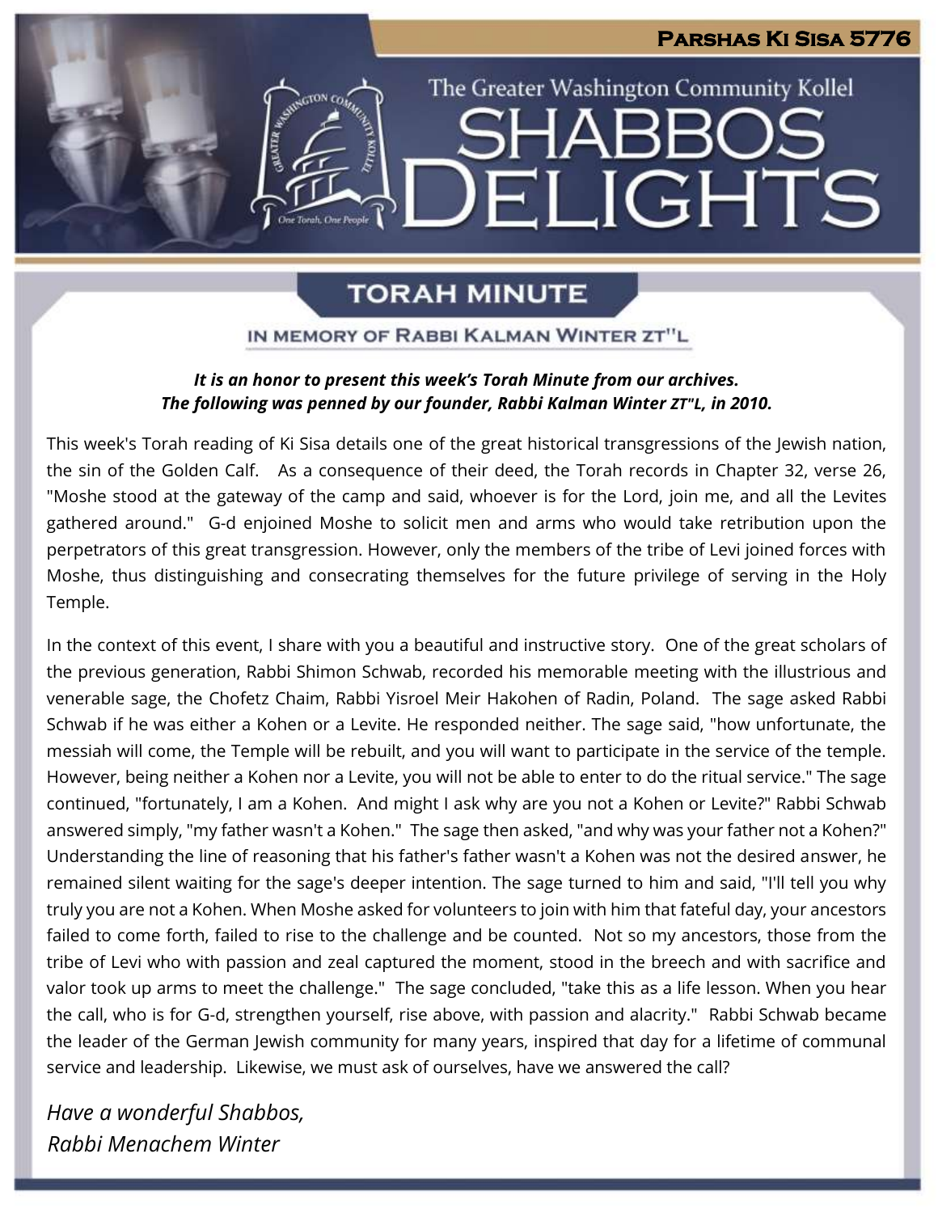**Parshas Ki Sisa 5776**

The Greater Washington Community Kollel

# SHABBOS DELIGHTS

## TORAH MINUTE

### IN MEMORY OF RABBI KALMAN WINTER ZT"L

***It is an honor to present this week's Torah Minute from our archives.***
***The following was penned by our founder, Rabbi Kalman Winter ZT"L, in 2010.***

This week's Torah reading of Ki Sisa details one of the great historical transgressions of the Jewish nation, the sin of the Golden Calf. As a consequence of their deed, the Torah records in Chapter 32, verse 26, "Moshe stood at the gateway of the camp and said, whoever is for the Lord, join me, and all the Levites gathered around." G-d enjoined Moshe to solicit men and arms who would take retribution upon the perpetrators of this great transgression. However, only the members of the tribe of Levi joined forces with Moshe, thus distinguishing and consecrating themselves for the future privilege of serving in the Holy Temple.

In the context of this event, I share with you a beautiful and instructive story. One of the great scholars of the previous generation, Rabbi Shimon Schwab, recorded his memorable meeting with the illustrious and venerable sage, the Chofetz Chaim, Rabbi Yisroel Meir Hakohen of Radin, Poland. The sage asked Rabbi Schwab if he was either a Kohen or a Levite. He responded neither. The sage said, "how unfortunate, the messiah will come, the Temple will be rebuilt, and you will want to participate in the service of the temple. However, being neither a Kohen nor a Levite, you will not be able to enter to do the ritual service." The sage continued, "fortunately, I am a Kohen. And might I ask why are you not a Kohen or Levite?" Rabbi Schwab answered simply, "my father wasn't a Kohen." The sage then asked, "and why was your father not a Kohen?" Understanding the line of reasoning that his father's father wasn't a Kohen was not the desired answer, he remained silent waiting for the sage's deeper intention. The sage turned to him and said, "I'll tell you why truly you are not a Kohen. When Moshe asked for volunteers to join with him that fateful day, your ancestors failed to come forth, failed to rise to the challenge and be counted. Not so my ancestors, those from the tribe of Levi who with passion and zeal captured the moment, stood in the breech and with sacrifice and valor took up arms to meet the challenge." The sage concluded, "take this as a life lesson. When you hear the call, who is for G-d, strengthen yourself, rise above, with passion and alacrity." Rabbi Schwab became the leader of the German Jewish community for many years, inspired that day for a lifetime of communal service and leadership. Likewise, we must ask of ourselves, have we answered the call?

*Have a wonderful Shabbos,*
*Rabbi Menachem Winter*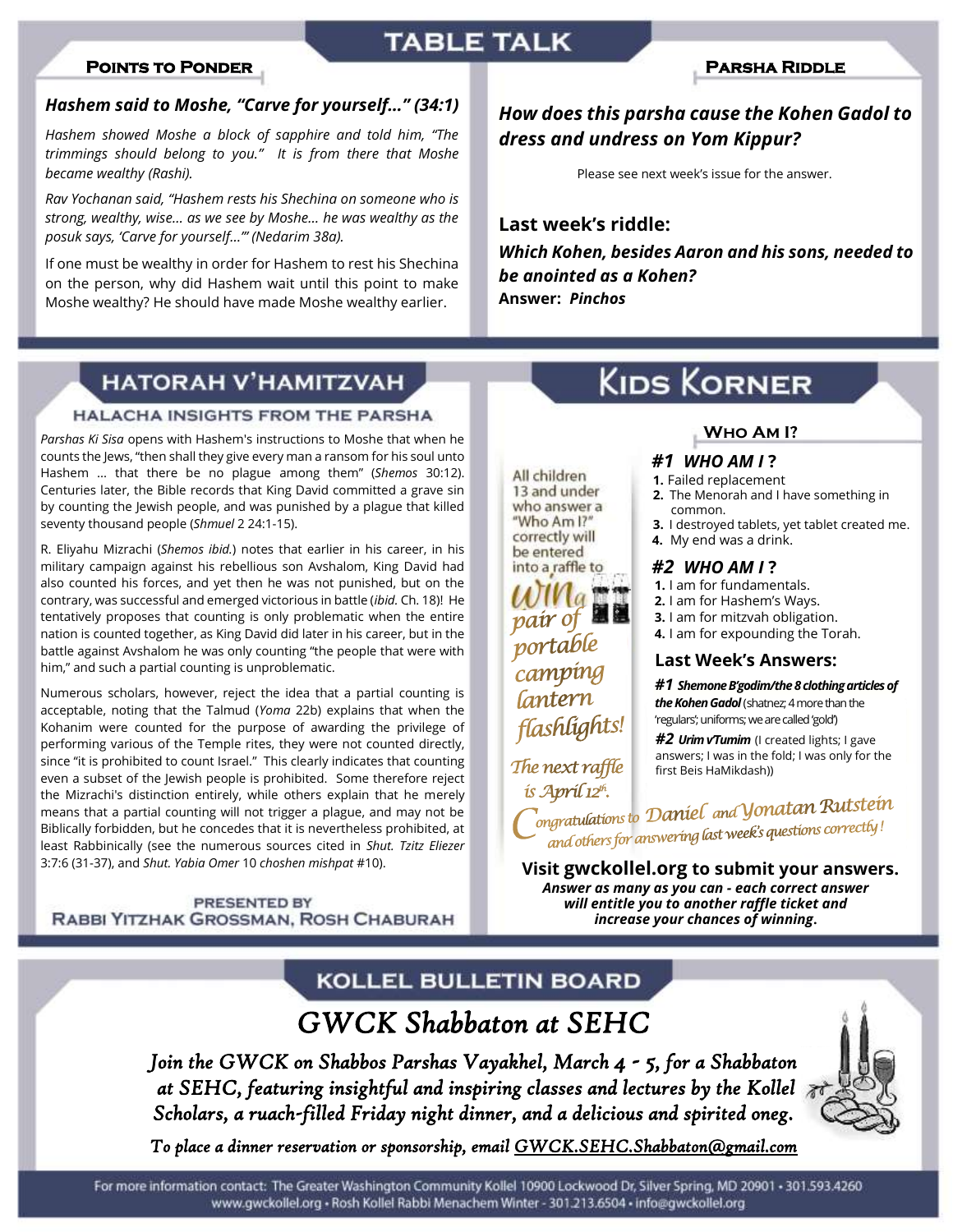# TABLE TALK

## Points to Ponder

***Hashem said to Moshe, "Carve for yourself..." (34:1)***

*Hashem showed Moshe a block of sapphire and told him, "The trimmings should belong to you." It is from there that Moshe became wealthy (Rashi).*

*Rav Yochanan said, "Hashem rests his Shechina on someone who is strong, wealthy, wise... as we see by Moshe... he was wealthy as the posuk says, 'Carve for yourself...'" (Nedarim 38a).*

If one must be wealthy in order for Hashem to rest his Shechina on the person, why did Hashem wait until this point to make Moshe wealthy? He should have made Moshe wealthy earlier.

## Parsha Riddle

***How does this parsha cause the Kohen Gadol to dress and undress on Yom Kippur?***

Please see next week's issue for the answer.

**Last week's riddle:**

***Which Kohen, besides Aaron and his sons, needed to be anointed as a Kohen?***

**Answer:** ***Pinchos***

# HATORAH V'HAMITZVAH

## HALACHA INSIGHTS FROM THE PARSHA

*Parshas Ki Sisa* opens with Hashem's instructions to Moshe that when he counts the Jews, "then shall they give every man a ransom for his soul unto Hashem ... that there be no plague among them" (*Shemos* 30:12). Centuries later, the Bible records that King David committed a grave sin by counting the Jewish people, and was punished by a plague that killed seventy thousand people (*Shmuel* 2 24:1-15).

R. Eliyahu Mizrachi (*Shemos ibid.*) notes that earlier in his career, in his military campaign against his rebellious son Avshalom, King David had also counted his forces, and yet then he was not punished, but on the contrary, was successful and emerged victorious in battle (*ibid.* Ch. 18)! He tentatively proposes that counting is only problematic when the entire nation is counted together, as King David did later in his career, but in the battle against Avshalom he was only counting "the people that were with him," and such a partial counting is unproblematic.

Numerous scholars, however, reject the idea that a partial counting is acceptable, noting that the Talmud (*Yoma* 22b) explains that when the Kohanim were counted for the purpose of awarding the privilege of performing various of the Temple rites, they were not counted directly, since "it is prohibited to count Israel." This clearly indicates that counting even a subset of the Jewish people is prohibited. Some therefore reject the Mizrachi's distinction entirely, while others explain that he merely means that a partial counting will not trigger a plague, and may not be Biblically forbidden, but he concedes that it is nevertheless prohibited, at least Rabbinically (see the numerous sources cited in *Shut. Tzitz Eliezer* 3:7:6 (31-37), and *Shut. Yabia Omer* 10 *choshen mishpat* #10).

PRESENTED BY
RABBI YITZHAK GROSSMAN, ROSH CHABURAH

# KIDS KORNER

All children 13 and under who answer a "Who Am I?" correctly will be entered into a raffle to *win a pair of portable camping lantern flashlights!*

*The next raffle is April 12th.*

## Who Am I?

### #1 WHO AM I ?

1. Failed replacement
2. The Menorah and I have something in common.
3. I destroyed tablets, yet tablet created me.
4. My end was a drink.

### #2 WHO AM I ?

1. I am for fundamentals.
2. I am for Hashem's Ways.
3. I am for mitzvah obligation.
4. I am for expounding the Torah.

### Last Week's Answers:

***#1 Shemone B'godim/the 8 clothing articles of the Kohen Gadol*** (shatnez; 4 more than the 'regulars'; uniforms; we are called 'gold')

***#2 Urim v'Tumim*** (I created lights; I gave answers; I was in the fold; I was only for the first Beis HaMikdash))

*Congratulations to Daniel and Yonatan Rutstein and others for answering last week's questions correctly!*

**Visit gwckollel.org to submit your answers.**

***Answer as many as you can - each correct answer will entitle you to another raffle ticket and increase your chances of winning.***

# KOLLEL BULLETIN BOARD

## *GWCK Shabbaton at SEHC*

*Join the GWCK on Shabbos Parshas Vayakhel, March 4 - 5, for a Shabbaton at SEHC, featuring insightful and inspiring classes and lectures by the Kollel Scholars, a ruach-filled Friday night dinner, and a delicious and spirited oneg.*

*To place a dinner reservation or sponsorship, email GWCK.SEHC.Shabbaton@gmail.com*

For more information contact: The Greater Washington Community Kollel 10900 Lockwood Dr, Silver Spring, MD 20901 • 301.593.4260
www.gwckollel.org • Rosh Kollel Rabbi Menachem Winter - 301.213.6504 • info@gwckollel.org